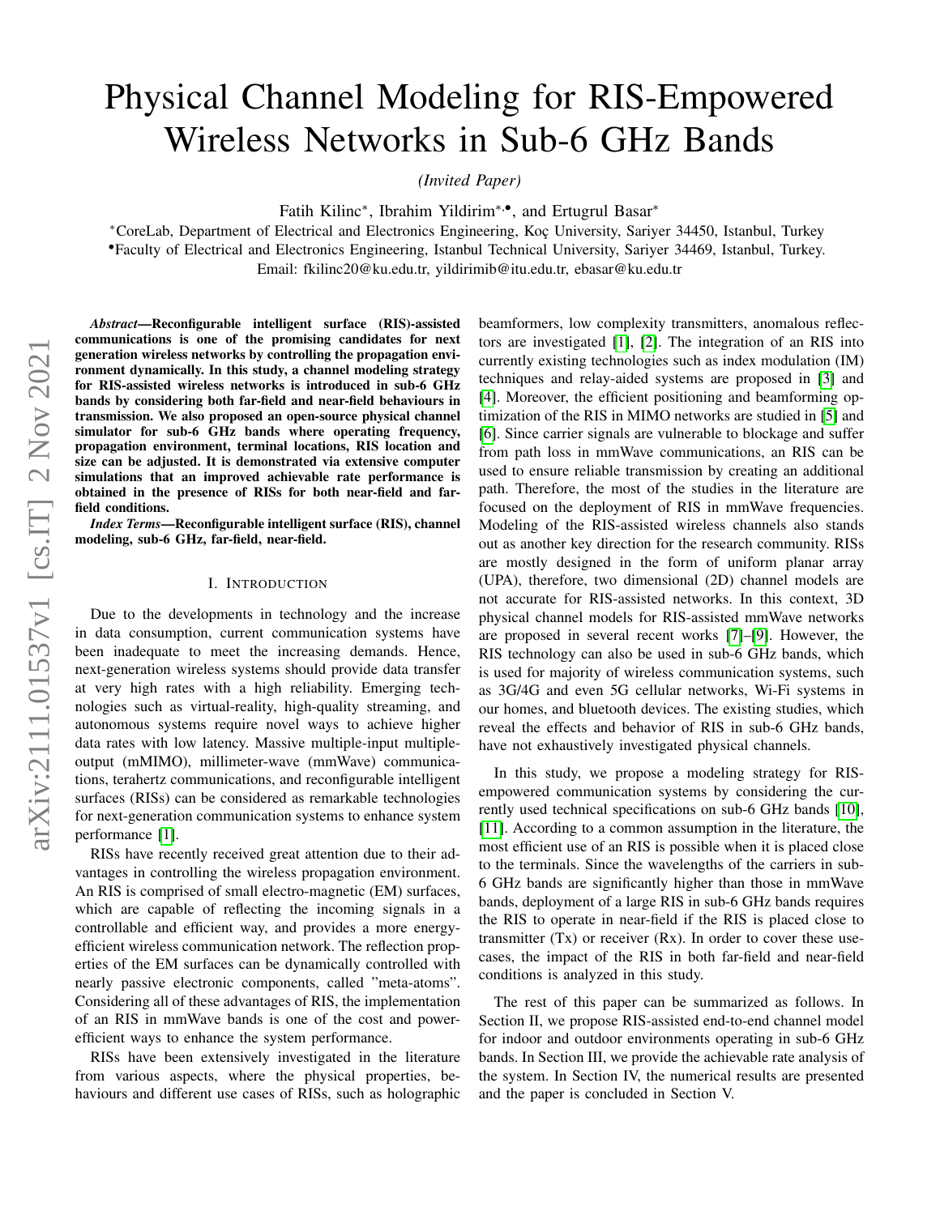# Physical Channel Modeling for RIS-Empowered Wireless Networks in Sub-6 GHz Bands

*(Invited Paper)*

Fatih Kilinc*, Ibrahim Yildirim*,•, and Ertugrul Basar*

*CoreLab, Department of Electrical and Electronics Engineering, Koç University, Sariyer 34450, Istanbul, Turkey
•Faculty of Electrical and Electronics Engineering, Istanbul Technical University, Sariyer 34469, Istanbul, Turkey.
Email: fkilinc20@ku.edu.tr, yildirimib@itu.edu.tr, ebasar@ku.edu.tr

***Abstract*—Reconfigurable intelligent surface (RIS)-assisted communications is one of the promising candidates for next generation wireless networks by controlling the propagation environment dynamically. In this study, a channel modeling strategy for RIS-assisted wireless networks is introduced in sub-6 GHz bands by considering both far-field and near-field behaviours in transmission. We also proposed an open-source physical channel simulator for sub-6 GHz bands where operating frequency, propagation environment, terminal locations, RIS location and size can be adjusted. It is demonstrated via extensive computer simulations that an improved achievable rate performance is obtained in the presence of RISs for both near-field and far-field conditions.**

***Index Terms*—Reconfigurable intelligent surface (RIS), channel modeling, sub-6 GHz, far-field, near-field.**

## I. Introduction

Due to the developments in technology and the increase in data consumption, current communication systems have been inadequate to meet the increasing demands. Hence, next-generation wireless systems should provide data transfer at very high rates with a high reliability. Emerging technologies such as virtual-reality, high-quality streaming, and autonomous systems require novel ways to achieve higher data rates with low latency. Massive multiple-input multiple-output (mMIMO), millimeter-wave (mmWave) communications, terahertz communications, and reconfigurable intelligent surfaces (RISs) can be considered as remarkable technologies for next-generation communication systems to enhance system performance [1].

RISs have recently received great attention due to their advantages in controlling the wireless propagation environment. An RIS is comprised of small electro-magnetic (EM) surfaces, which are capable of reflecting the incoming signals in a controllable and efficient way, and provides a more energy-efficient wireless communication network. The reflection properties of the EM surfaces can be dynamically controlled with nearly passive electronic components, called "meta-atoms". Considering all of these advantages of RIS, the implementation of an RIS in mmWave bands is one of the cost and power-efficient ways to enhance the system performance.

RISs have been extensively investigated in the literature from various aspects, where the physical properties, behaviours and different use cases of RISs, such as holographic beamformers, low complexity transmitters, anomalous reflectors are investigated [1], [2]. The integration of an RIS into currently existing technologies such as index modulation (IM) techniques and relay-aided systems are proposed in [3] and [4]. Moreover, the efficient positioning and beamforming optimization of the RIS in MIMO networks are studied in [5] and [6]. Since carrier signals are vulnerable to blockage and suffer from path loss in mmWave communications, an RIS can be used to ensure reliable transmission by creating an additional path. Therefore, the most of the studies in the literature are focused on the deployment of RIS in mmWave frequencies. Modeling of the RIS-assisted wireless channels also stands out as another key direction for the research community. RISs are mostly designed in the form of uniform planar array (UPA), therefore, two dimensional (2D) channel models are not accurate for RIS-assisted networks. In this context, 3D physical channel models for RIS-assisted mmWave networks are proposed in several recent works [7]–[9]. However, the RIS technology can also be used in sub-6 GHz bands, which is used for majority of wireless communication systems, such as 3G/4G and even 5G cellular networks, Wi-Fi systems in our homes, and bluetooth devices. The existing studies, which reveal the effects and behavior of RIS in sub-6 GHz bands, have not exhaustively investigated physical channels.

In this study, we propose a modeling strategy for RIS-empowered communication systems by considering the currently used technical specifications on sub-6 GHz bands [10], [11]. According to a common assumption in the literature, the most efficient use of an RIS is possible when it is placed close to the terminals. Since the wavelengths of the carriers in sub-6 GHz bands are significantly higher than those in mmWave bands, deployment of a large RIS in sub-6 GHz bands requires the RIS to operate in near-field if the RIS is placed close to transmitter (Tx) or receiver (Rx). In order to cover these use-cases, the impact of the RIS in both far-field and near-field conditions is analyzed in this study.

The rest of this paper can be summarized as follows. In Section II, we propose RIS-assisted end-to-end channel model for indoor and outdoor environments operating in sub-6 GHz bands. In Section III, we provide the achievable rate analysis of the system. In Section IV, the numerical results are presented and the paper is concluded in Section V.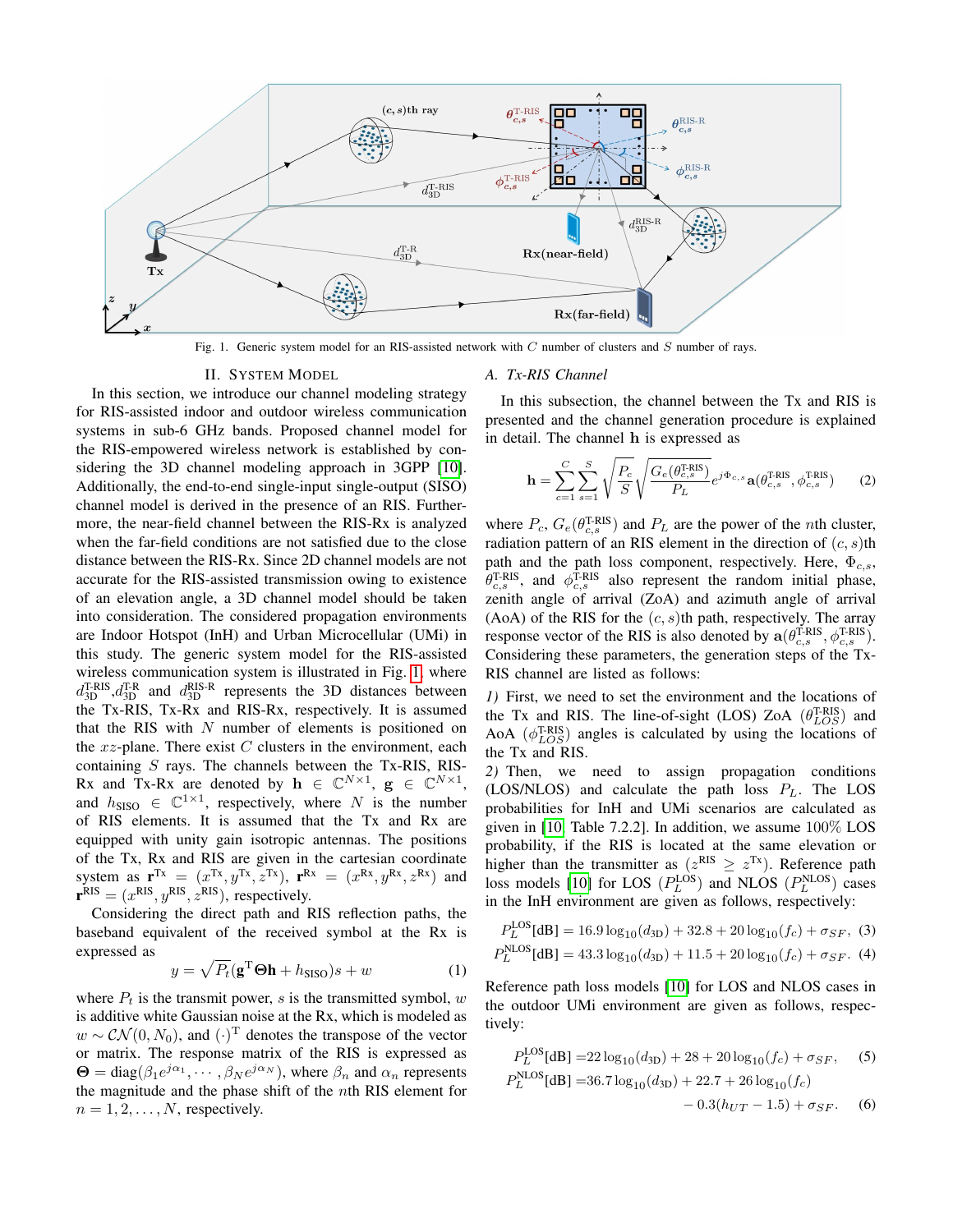Fig. 1. Generic system model for an RIS-assisted network with $C$ number of clusters and $S$ number of rays.

## II. System Model

In this section, we introduce our channel modeling strategy for RIS-assisted indoor and outdoor wireless communication systems in sub-6 GHz bands. Proposed channel model for the RIS-empowered wireless network is established by considering the 3D channel modeling approach in 3GPP [10]. Additionally, the end-to-end single-input single-output (SISO) channel model is derived in the presence of an RIS. Furthermore, the near-field channel between the RIS-Rx is analyzed when the far-field conditions are not satisfied due to the close distance between the RIS-Rx. Since 2D channel models are not accurate for the RIS-assisted transmission owing to existence of an elevation angle, a 3D channel model should be taken into consideration. The considered propagation environments are Indoor Hotspot (InH) and Urban Microcellular (UMi) in this study. The generic system model for the RIS-assisted wireless communication system is illustrated in Fig. 1, where $d_{\text{3D}}^{\text{T-RIS}}$,$d_{\text{3D}}^{\text{T-R}}$ and $d_{\text{3D}}^{\text{RIS-R}}$ represents the 3D distances between the Tx-RIS, Tx-Rx and RIS-Rx, respectively. It is assumed that the RIS with $N$ number of elements is positioned on the $xz$-plane. There exist $C$ clusters in the environment, each containing $S$ rays. The channels between the Tx-RIS, RIS-Rx and Tx-Rx are denoted by $\mathbf{h} \in \mathbb{C}^{N\times 1}$, $\mathbf{g} \in \mathbb{C}^{N\times 1}$, and $h_{\text{SISO}} \in \mathbb{C}^{1\times 1}$, respectively, where $N$ is the number of RIS elements. It is assumed that the Tx and Rx are equipped with unity gain isotropic antennas. The positions of the Tx, Rx and RIS are given in the cartesian coordinate system as $\mathbf{r}^{\text{Tx}} = (x^{\text{Tx}}, y^{\text{Tx}}, z^{\text{Tx}})$, $\mathbf{r}^{\text{Rx}} = (x^{\text{Rx}}, y^{\text{Rx}}, z^{\text{Rx}})$ and $\mathbf{r}^{\text{RIS}} = (x^{\text{RIS}}, y^{\text{RIS}}, z^{\text{RIS}})$, respectively.

Considering the direct path and RIS reflection paths, the baseband equivalent of the received symbol at the Rx is expressed as

$$y = \sqrt{P_t}(\mathbf{g}^{\text{T}}\mathbf{\Theta}\mathbf{h} + h_{\text{SISO}})s + w \tag{1}$$

where $P_t$ is the transmit power, $s$ is the transmitted symbol, $w$ is additive white Gaussian noise at the Rx, which is modeled as $w \sim \mathcal{CN}(0, N_0)$, and $(\cdot)^{\text{T}}$ denotes the transpose of the vector or matrix. The response matrix of the RIS is expressed as $\mathbf{\Theta} = \text{diag}(\beta_1 e^{j\alpha_1}, \cdots, \beta_N e^{j\alpha_N})$, where $\beta_n$ and $\alpha_n$ represents the magnitude and the phase shift of the $n$th RIS element for $n = 1, 2, \ldots, N$, respectively.

### A. Tx-RIS Channel

In this subsection, the channel between the Tx and RIS is presented and the channel generation procedure is explained in detail. The channel $\mathbf{h}$ is expressed as

$$\mathbf{h} = \sum_{c=1}^{C}\sum_{s=1}^{S}\sqrt{\frac{P_c}{S}}\sqrt{\frac{G_e(\theta_{c,s}^{\text{T-RIS}})}{P_L}}e^{j\Phi_{c,s}}\mathbf{a}(\theta_{c,s}^{\text{T-RIS}}, \phi_{c,s}^{\text{T-RIS}}) \tag{2}$$

where $P_c$, $G_e(\theta_{c,s}^{\text{T-RIS}})$ and $P_L$ are the power of the $n$th cluster, radiation pattern of an RIS element in the direction of $(c, s)$th path and the path loss component, respectively. Here, $\Phi_{c,s}$, $\theta_{c,s}^{\text{T-RIS}}$, and $\phi_{c,s}^{\text{T-RIS}}$ also represent the random initial phase, zenith angle of arrival (ZoA) and azimuth angle of arrival (AoA) of the RIS for the $(c, s)$th path, respectively. The array response vector of the RIS is also denoted by $\mathbf{a}(\theta_{c,s}^{\text{T-RIS}}, \phi_{c,s}^{\text{T-RIS}})$. Considering these parameters, the generation steps of the Tx-RIS channel are listed as follows:

*1)* First, we need to set the environment and the locations of the Tx and RIS. The line-of-sight (LOS) ZoA ($\theta_{LOS}^{\text{T-RIS}}$) and AoA ($\phi_{LOS}^{\text{T-RIS}}$) angles is calculated by using the locations of the Tx and RIS.

*2)* Then, we need to assign propagation conditions (LOS/NLOS) and calculate the path loss $P_L$. The LOS probabilities for InH and UMi scenarios are calculated as given in [10, Table 7.2.2]. In addition, we assume 100% LOS probability, if the RIS is located at the same elevation or higher than the transmitter as ($z^{\text{RIS}} \geq z^{\text{Tx}}$). Reference path loss models [10] for LOS ($P_L^{\text{LOS}}$) and NLOS ($P_L^{\text{NLOS}}$) cases in the InH environment are given as follows, respectively:

$$P_L^{\text{LOS}}[\text{dB}] = 16.9\log_{10}(d_{\text{3D}}) + 32.8 + 20\log_{10}(f_c) + \sigma_{SF}, \tag{3}$$

$$P_L^{\text{NLOS}}[\text{dB}] = 43.3\log_{10}(d_{\text{3D}}) + 11.5 + 20\log_{10}(f_c) + \sigma_{SF}. \tag{4}$$

Reference path loss models [10] for LOS and NLOS cases in the outdoor UMi environment are given as follows, respectively:

$$P_L^{\text{LOS}}[\text{dB}] = 22\log_{10}(d_{\text{3D}}) + 28 + 20\log_{10}(f_c) + \sigma_{SF}, \tag{5}$$

$$P_L^{\text{NLOS}}[\text{dB}] = 36.7\log_{10}(d_{\text{3D}}) + 22.7 + 26\log_{10}(f_c) - 0.3(h_{UT} - 1.5) + \sigma_{SF}. \tag{6}$$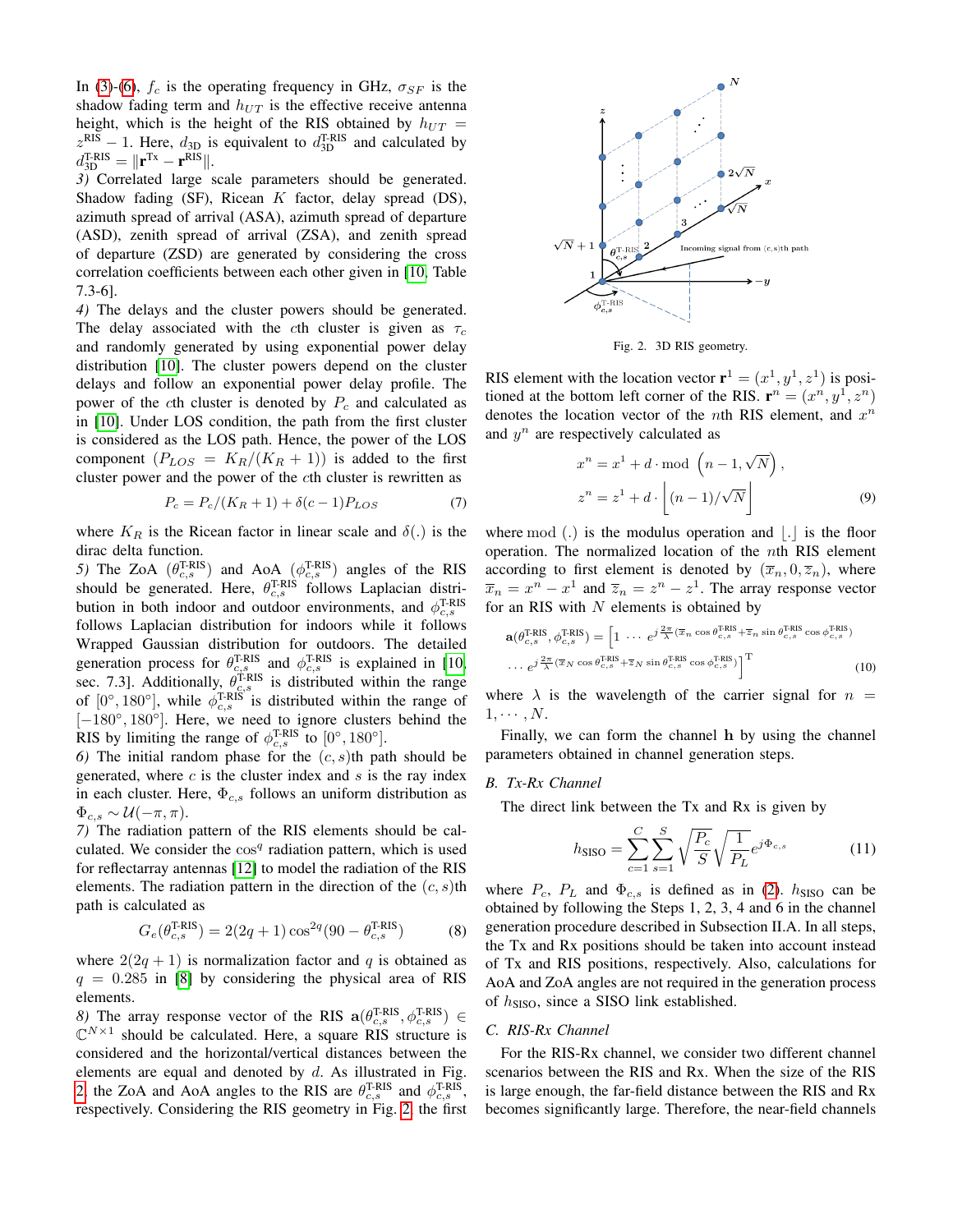In (3)-(6), $f_c$ is the operating frequency in GHz, $\sigma_{SF}$ is the shadow fading term and $h_{UT}$ is the effective receive antenna height, which is the height of the RIS obtained by $h_{UT} = z^{\text{RIS}} - 1$. Here, $d_{\text{3D}}$ is equivalent to $d_{\text{3D}}^{\text{T-RIS}}$ and calculated by $d_{\text{3D}}^{\text{T-RIS}} = \|\mathbf{r}^{\text{Tx}} - \mathbf{r}^{\text{RIS}}\|$.

*3)* Correlated large scale parameters should be generated. Shadow fading (SF), Ricean $K$ factor, delay spread (DS), azimuth spread of arrival (ASA), azimuth spread of departure (ASD), zenith spread of arrival (ZSA), and zenith spread of departure (ZSD) are generated by considering the cross correlation coefficients between each other given in [10, Table 7.3-6].

*4)* The delays and the cluster powers should be generated. The delay associated with the $c$th cluster is given as $\tau_c$ and randomly generated by using exponential power delay distribution [10]. The cluster powers depend on the cluster delays and follow an exponential power delay profile. The power of the $c$th cluster is denoted by $P_c$ and calculated as in [10]. Under LOS condition, the path from the first cluster is considered as the LOS path. Hence, the power of the LOS component ($P_{LOS} = K_R/(K_R + 1)$) is added to the first cluster power and the power of the $c$th cluster is rewritten as

$$P_c = P_c/(K_R + 1) + \delta(c - 1)P_{LOS} \tag{7}$$

where $K_R$ is the Ricean factor in linear scale and $\delta(.)$ is the dirac delta function.

*5)* The ZoA ($\theta_{c,s}^{\text{T-RIS}}$) and AoA ($\phi_{c,s}^{\text{T-RIS}}$) angles of the RIS should be generated. Here, $\theta_{c,s}^{\text{T-RIS}}$ follows Laplacian distribution in both indoor and outdoor environments, and $\phi_{c,s}^{\text{T-RIS}}$ follows Laplacian distribution for indoors while it follows Wrapped Gaussian distribution for outdoors. The detailed generation process for $\theta_{c,s}^{\text{T-RIS}}$ and $\phi_{c,s}^{\text{T-RIS}}$ is explained in [10, sec. 7.3]. Additionally, $\theta_{c,s}^{\text{T-RIS}}$ is distributed within the range of $[0°, 180°]$, while $\phi_{c,s}^{\text{T-RIS}}$ is distributed within the range of $[-180°, 180°]$. Here, we need to ignore clusters behind the RIS by limiting the range of $\phi_{c,s}^{\text{T-RIS}}$ to $[0°, 180°]$.

*6)* The initial random phase for the $(c, s)$th path should be generated, where $c$ is the cluster index and $s$ is the ray index in each cluster. Here, $\Phi_{c,s}$ follows an uniform distribution as $\Phi_{c,s} \sim \mathcal{U}(-\pi, \pi)$.

*7)* The radiation pattern of the RIS elements should be calculated. We consider the $\cos^q$ radiation pattern, which is used for reflectarray antennas [12] to model the radiation of the RIS elements. The radiation pattern in the direction of the $(c, s)$th path is calculated as

$$G_e(\theta_{c,s}^{\text{T-RIS}}) = 2(2q + 1)\cos^{2q}(90 - \theta_{c,s}^{\text{T-RIS}}) \tag{8}$$

where $2(2q + 1)$ is normalization factor and $q$ is obtained as $q = 0.285$ in [8] by considering the physical area of RIS elements.

*8)* The array response vector of the RIS $\mathbf{a}(\theta_{c,s}^{\text{T-RIS}}, \phi_{c,s}^{\text{T-RIS}}) \in \mathbb{C}^{N\times 1}$ should be calculated. Here, a square RIS structure is considered and the horizontal/vertical distances between the elements are equal and denoted by $d$. As illustrated in Fig. 2, the ZoA and AoA angles to the RIS are $\theta_{c,s}^{\text{T-RIS}}$ and $\phi_{c,s}^{\text{T-RIS}}$, respectively. Considering the RIS geometry in Fig. 2, the first

Fig. 2. 3D RIS geometry.

RIS element with the location vector $\mathbf{r}^1 = (x^1, y^1, z^1)$ is positioned at the bottom left corner of the RIS. $\mathbf{r}^n = (x^n, y^1, z^n)$ denotes the location vector of the $n$th RIS element, and $x^n$ and $y^n$ are respectively calculated as

$$x^n = x^1 + d \cdot \text{mod}\left(n - 1, \sqrt{N}\right),$$
$$z^n = z^1 + d \cdot \left\lfloor (n - 1)/\sqrt{N} \right\rfloor \tag{9}$$

where mod $(.)$ is the modulus operation and $\lfloor . \rfloor$ is the floor operation. The normalized location of the $n$th RIS element according to first element is denoted by $(\overline{x}_n, 0, \overline{z}_n)$, where $\overline{x}_n = x^n - x^1$ and $\overline{z}_n = z^n - z^1$. The array response vector for an RIS with $N$ elements is obtained by

$$\mathbf{a}(\theta_{c,s}^{\text{T-RIS}}, \phi_{c,s}^{\text{T-RIS}}) = \Big[1 \ \cdots \ e^{j\frac{2\pi}{\lambda}(\overline{x}_n \cos\theta_{c,s}^{\text{T-RIS}} + \overline{z}_n \sin\theta_{c,s}^{\text{T-RIS}} \cos\phi_{c,s}^{\text{T-RIS}})}$$
$$\cdots \ e^{j\frac{2\pi}{\lambda}(\overline{x}_N \cos\theta_{c,s}^{\text{T-RIS}} + \overline{z}_N \sin\theta_{c,s}^{\text{T-RIS}} \cos\phi_{c,s}^{\text{T-RIS}})}\Big]^{\text{T}} \tag{10}$$

where $\lambda$ is the wavelength of the carrier signal for $n = 1, \cdots, N$.

Finally, we can form the channel $\mathbf{h}$ by using the channel parameters obtained in channel generation steps.

### *B. Tx-Rx Channel*

The direct link between the Tx and Rx is given by

$$h_{\text{SISO}} = \sum_{c=1}^{C}\sum_{s=1}^{S}\sqrt{\frac{P_c}{S}}\sqrt{\frac{1}{P_L}}e^{j\Phi_{c,s}} \tag{11}$$

where $P_c$, $P_L$ and $\Phi_{c,s}$ is defined as in (2). $h_{\text{SISO}}$ can be obtained by following the Steps 1, 2, 3, 4 and 6 in the channel generation procedure described in Subsection II.A. In all steps, the Tx and Rx positions should be taken into account instead of Tx and RIS positions, respectively. Also, calculations for AoA and ZoA angles are not required in the generation process of $h_{\text{SISO}}$, since a SISO link established.

### *C. RIS-Rx Channel*

For the RIS-Rx channel, we consider two different channel scenarios between the RIS and Rx. When the size of the RIS is large enough, the far-field distance between the RIS and Rx becomes significantly large. Therefore, the near-field channels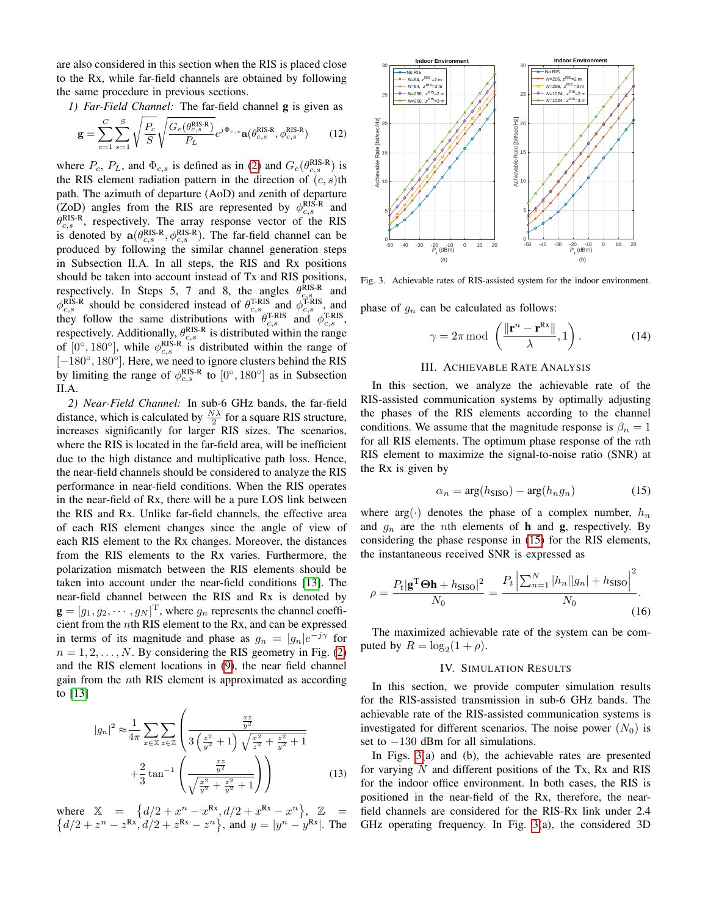are also considered in this section when the RIS is placed close to the Rx, while far-field channels are obtained by following the same procedure in previous sections.

*1) Far-Field Channel:* The far-field channel $\mathbf{g}$ is given as

$$\mathbf{g} = \sum_{c=1}^{C}\sum_{s=1}^{S}\sqrt{\frac{P_c}{S}}\sqrt{\frac{G_e(\theta_{c,s}^{\text{RIS-R}})}{P_L}}e^{j\Phi_{c,s}}\mathbf{a}(\theta_{c,s}^{\text{RIS-R}},\phi_{c,s}^{\text{RIS-R}}) \tag{12}$$

where $P_c$, $P_L$, and $\Phi_{c,s}$ is defined as in (2) and $G_e(\theta_{c,s}^{\text{RIS-R}})$ is the RIS element radiation pattern in the direction of $(c,s)$th path. The azimuth of departure (AoD) and zenith of departure (ZoD) angles from the RIS are represented by $\phi_{c,s}^{\text{RIS-R}}$ and $\theta_{c,s}^{\text{RIS-R}}$, respectively. The array response vector of the RIS is denoted by $\mathbf{a}(\theta_{c,s}^{\text{RIS-R}},\phi_{c,s}^{\text{RIS-R}})$. The far-field channel can be produced by following the similar channel generation steps in Subsection II.A. In all steps, the RIS and Rx positions should be taken into account instead of Tx and RIS positions, respectively. In Steps 5, 7 and 8, the angles $\theta_{c,s}^{\text{RIS-R}}$ and $\phi_{c,s}^{\text{RIS-R}}$ should be considered instead of $\theta_{c,s}^{\text{T-RIS}}$ and $\phi_{c,s}^{\text{T-RIS}}$, and they follow the same distributions with $\theta_{c,s}^{\text{T-RIS}}$ and $\phi_{c,s}^{\text{T-RIS}}$, respectively. Additionally, $\theta_{c,s}^{\text{RIS-R}}$ is distributed within the range of $[0°, 180°]$, while $\phi_{c,s}^{\text{RIS-R}}$ is distributed within the range of $[-180°, 180°]$. Here, we need to ignore clusters behind the RIS by limiting the range of $\phi_{c,s}^{\text{RIS-R}}$ to $[0°, 180°]$ as in Subsection II.A.

*2) Near-Field Channel:* In sub-6 GHz bands, the far-field distance, which is calculated by $\frac{N\lambda}{2}$ for a square RIS structure, increases significantly for larger RIS sizes. The scenarios, where the RIS is located in the far-field area, will be inefficient due to the high distance and multiplicative path loss. Hence, the near-field channels should be considered to analyze the RIS performance in near-field conditions. When the RIS operates in the near-field of Rx, there will be a pure LOS link between the RIS and Rx. Unlike far-field channels, the effective area of each RIS element changes since the angle of view of each RIS element to the Rx changes. Moreover, the distances from the RIS elements to the Rx varies. Furthermore, the polarization mismatch between the RIS elements should be taken into account under the near-field conditions [13]. The near-field channel between the RIS and Rx is denoted by $\mathbf{g} = [g_1, g_2, \cdots, g_N]^{\text{T}}$, where $g_n$ represents the channel coefficient from the $n$th RIS element to the Rx, and can be expressed in terms of its magnitude and phase as $g_n = |g_n|e^{-j\gamma}$ for $n = 1, 2, \ldots, N$. By considering the RIS geometry in Fig. (2) and the RIS element locations in (9), the near field channel gain from the $n$th RIS element is approximated as according to [13]

$$|g_n|^2 \approx \frac{1}{4\pi}\sum_{x\in\mathbb{X}}\sum_{z\in\mathbb{Z}}\left(\frac{\frac{xz}{y^2}}{3\left(\frac{z^2}{y^2}+1\right)\sqrt{\frac{x^2}{z^2}+\frac{z^2}{y^2}+1}} + \frac{2}{3}\tan^{-1}\left(\frac{\frac{xz}{y^2}}{\sqrt{\frac{x^2}{y^2}+\frac{z^2}{y^2}+1}}\right)\right) \tag{13}$$

where $\mathbb{X} = \{d/2 + x^n - x^{\text{Rx}}, d/2 + x^{\text{Rx}} - x^n\}$, $\mathbb{Z} = \{d/2 + z^n - z^{\text{Rx}}, d/2 + z^{\text{Rx}} - z^n\}$, and $y = |y^n - y^{\text{Rx}}|$. The phase of $g_n$ can be calculated as follows:

$$\gamma = 2\pi \bmod \left(\frac{\|\mathbf{r}^n - \mathbf{r}^{\text{Rx}}\|}{\lambda}, 1\right). \tag{14}$$

Fig. 3. Achievable rates of RIS-assisted system for the indoor environment.

## III. Achievable Rate Analysis

In this section, we analyze the achievable rate of the RIS-assisted communication systems by optimally adjusting the phases of the RIS elements according to the channel conditions. We assume that the magnitude response is $\beta_n = 1$ for all RIS elements. The optimum phase response of the $n$th RIS element to maximize the signal-to-noise ratio (SNR) at the Rx is given by

$$\alpha_n = \arg(h_{\text{SISO}}) - \arg(h_n g_n) \tag{15}$$

where $\arg(\cdot)$ denotes the phase of a complex number, $h_n$ and $g_n$ are the $n$th elements of $\mathbf{h}$ and $\mathbf{g}$, respectively. By considering the phase response in (15) for the RIS elements, the instantaneous received SNR is expressed as

$$\rho = \frac{P_t|\mathbf{g}^{\text{T}}\mathbf{\Theta}\mathbf{h} + h_{\text{SISO}}|^2}{N_0} = \frac{P_t\left|\sum_{n=1}^{N}|h_n||g_n| + h_{\text{SISO}}\right|^2}{N_0}. \tag{16}$$

The maximized achievable rate of the system can be computed by $R = \log_2(1+\rho)$.

## IV. Simulation Results

In this section, we provide computer simulation results for the RIS-assisted transmission in sub-6 GHz bands. The achievable rate of the RIS-assisted communication systems is investigated for different scenarios. The noise power ($N_0$) is set to $-130$ dBm for all simulations.

In Figs. 3(a) and (b), the achievable rates are presented for varying $N$ and different positions of the Tx, Rx and RIS for the indoor office environment. In both cases, the RIS is positioned in the near-field of the Rx, therefore, the near-field channels are considered for the RIS-Rx link under 2.4 GHz operating frequency. In Fig. 3(a), the considered 3D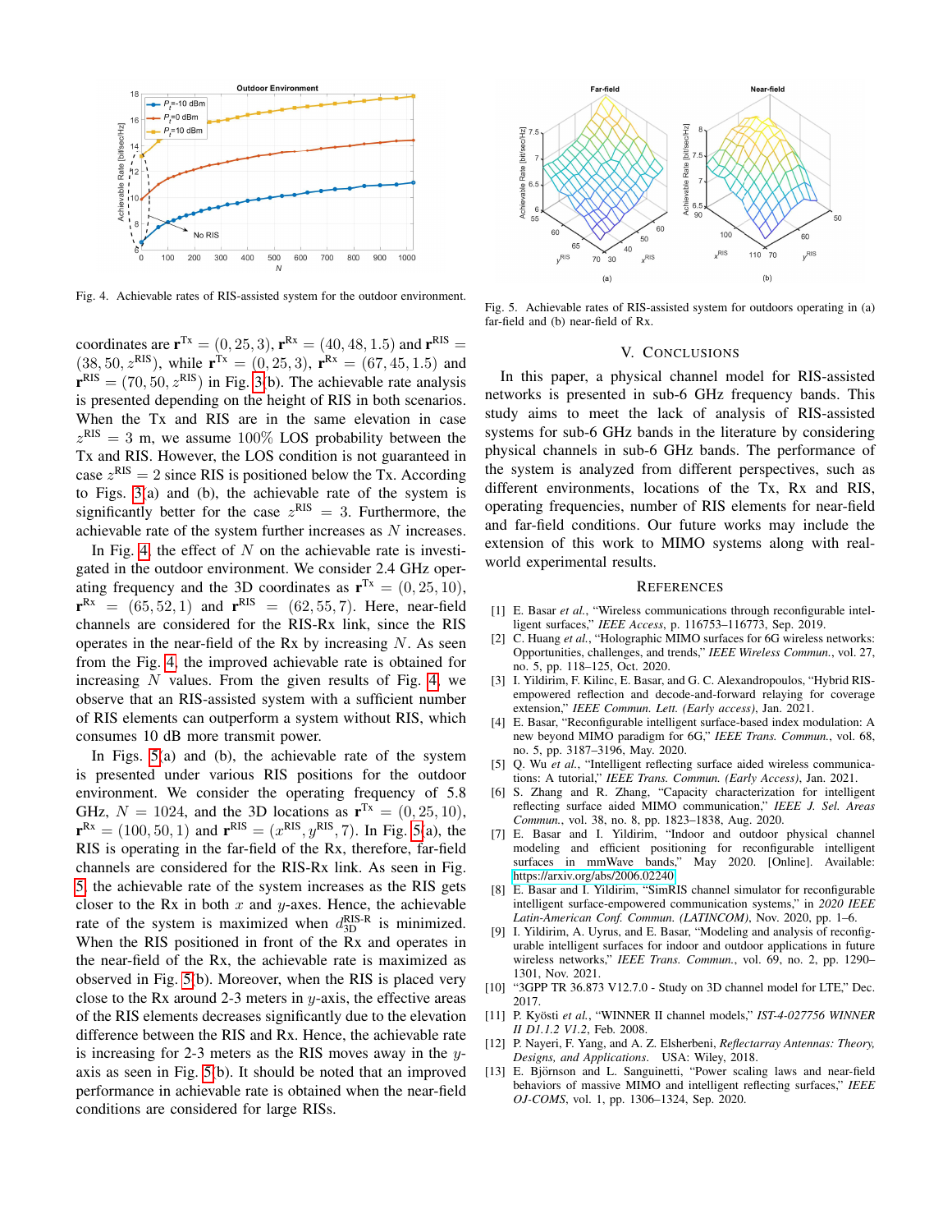Outdoor Environment

18

16

14

12

10

8

6

0 100 200 300 400 500 600 700 800 900 1000

$N$

Achievable Rate [bit/sec/Hz]

$P_t$=-10 dBm

$P_t$=0 dBm

$P_t$=10 dBm

No RIS

Fig. 4. Achievable rates of RIS-assisted system for the outdoor environment.

Far-field

Near-field

Achievable Rate [bit/sec/Hz]

(a)

(b)

Fig. 5. Achievable rates of RIS-assisted system for outdoors operating in (a) far-field and (b) near-field of Rx.

coordinates are $\mathbf{r}^{\text{Tx}} = (0, 25, 3)$, $\mathbf{r}^{\text{Rx}} = (40, 48, 1.5)$ and $\mathbf{r}^{\text{RIS}} = (38, 50, z^{\text{RIS}})$, while $\mathbf{r}^{\text{Tx}} = (0, 25, 3)$, $\mathbf{r}^{\text{Rx}} = (67, 45, 1.5)$ and $\mathbf{r}^{\text{RIS}} = (70, 50, z^{\text{RIS}})$ in Fig. 3(b). The achievable rate analysis is presented depending on the height of RIS in both scenarios. When the Tx and RIS are in the same elevation in case $z^{\text{RIS}} = 3$ m, we assume 100% LOS probability between the Tx and RIS. However, the LOS condition is not guaranteed in case $z^{\text{RIS}} = 2$ since RIS is positioned below the Tx. According to Figs. 3(a) and (b), the achievable rate of the system is significantly better for the case $z^{\text{RIS}} = 3$. Furthermore, the achievable rate of the system further increases as $N$ increases.

In Fig. 4, the effect of $N$ on the achievable rate is investigated in the outdoor environment. We consider 2.4 GHz operating frequency and the 3D coordinates as $\mathbf{r}^{\text{Tx}} = (0, 25, 10)$, $\mathbf{r}^{\text{Rx}} = (65, 52, 1)$ and $\mathbf{r}^{\text{RIS}} = (62, 55, 7)$. Here, near-field channels are considered for the RIS-Rx link, since the RIS operates in the near-field of the Rx by increasing $N$. As seen from the Fig. 4, the improved achievable rate is obtained for increasing $N$ values. From the given results of Fig. 4, we observe that an RIS-assisted system with a sufficient number of RIS elements can outperform a system without RIS, which consumes 10 dB more transmit power.

In Figs. 5(a) and (b), the achievable rate of the system is presented under various RIS positions for the outdoor environment. We consider the operating frequency of 5.8 GHz, $N = 1024$, and the 3D locations as $\mathbf{r}^{\text{Tx}} = (0, 25, 10)$, $\mathbf{r}^{\text{Rx}} = (100, 50, 1)$ and $\mathbf{r}^{\text{RIS}} = (x^{\text{RIS}}, y^{\text{RIS}}, 7)$. In Fig. 5(a), the RIS is operating in the far-field of the Rx, therefore, far-field channels are considered for the RIS-Rx link. As seen in Fig. 5, the achievable rate of the system increases as the RIS gets closer to the Rx in both $x$ and $y$-axes. Hence, the achievable rate of the system is maximized when $d_{3D}^{\text{RIS-R}}$ is minimized. When the RIS positioned in front of the Rx and operates in the near-field of the Rx, the achievable rate is maximized as observed in Fig. 5(b). Moreover, when the RIS is placed very close to the Rx around 2-3 meters in $y$-axis, the effective areas of the RIS elements decreases significantly due to the elevation difference between the RIS and Rx. Hence, the achievable rate is increasing for 2-3 meters as the RIS moves away in the $y$-axis as seen in Fig. 5(b). It should be noted that an improved performance in achievable rate is obtained when the near-field conditions are considered for large RISs.

## V. Conclusions

In this paper, a physical channel model for RIS-assisted networks is presented in sub-6 GHz frequency bands. This study aims to meet the lack of analysis of RIS-assisted systems for sub-6 GHz bands in the literature by considering physical channels in sub-6 GHz bands. The performance of the system is analyzed from different perspectives, such as different environments, locations of the Tx, Rx and RIS, operating frequencies, number of RIS elements for near-field and far-field conditions. Our future works may include the extension of this work to MIMO systems along with real-world experimental results.

## References

[1] E. Basar *et al.*, "Wireless communications through reconfigurable intelligent surfaces," *IEEE Access*, p. 116753–116773, Sep. 2019.

[2] C. Huang *et al.*, "Holographic MIMO surfaces for 6G wireless networks: Opportunities, challenges, and trends," *IEEE Wireless Commun.*, vol. 27, no. 5, pp. 118–125, Oct. 2020.

[3] I. Yildirim, F. Kilinc, E. Basar, and G. C. Alexandropoulos, "Hybrid RIS-empowered reflection and decode-and-forward relaying for coverage extension," *IEEE Commun. Lett. (Early access)*, Jan. 2021.

[4] E. Basar, "Reconfigurable intelligent surface-based index modulation: A new beyond MIMO paradigm for 6G," *IEEE Trans. Commun.*, vol. 68, no. 5, pp. 3187–3196, May. 2020.

[5] Q. Wu *et al.*, "Intelligent reflecting surface aided wireless communications: A tutorial," *IEEE Trans. Commun. (Early Access)*, Jan. 2021.

[6] S. Zhang and R. Zhang, "Capacity characterization for intelligent reflecting surface aided MIMO communication," *IEEE J. Sel. Areas Commun.*, vol. 38, no. 8, pp. 1823–1838, Aug. 2020.

[7] E. Basar and I. Yildirim, "Indoor and outdoor physical channel modeling and efficient positioning for reconfigurable intelligent surfaces in mmWave bands," May 2020. [Online]. Available: https://arxiv.org/abs/2006.02240

[8] E. Basar and I. Yildirim, "SimRIS channel simulator for reconfigurable intelligent surface-empowered communication systems," in *2020 IEEE Latin-American Conf. Commun. (LATINCOM)*, Nov. 2020, pp. 1–6.

[9] I. Yildirim, A. Uyrus, and E. Basar, "Modeling and analysis of reconfigurable intelligent surfaces for indoor and outdoor applications in future wireless networks," *IEEE Trans. Commun.*, vol. 69, no. 2, pp. 1290–1301, Nov. 2021.

[10] "3GPP TR 36.873 V12.7.0 - Study on 3D channel model for LTE," Dec. 2017.

[11] P. Kyösti *et al.*, "WINNER II channel models," *IST-4-027756 WINNER II D1.1.2 V1.2*, Feb. 2008.

[12] P. Nayeri, F. Yang, and A. Z. Elsherbeni, *Reflectarray Antennas: Theory, Designs, and Applications*. USA: Wiley, 2018.

[13] E. Björnson and L. Sanguinetti, "Power scaling laws and near-field behaviors of massive MIMO and intelligent reflecting surfaces," *IEEE OJ-COMS*, vol. 1, pp. 1306–1324, Sep. 2020.